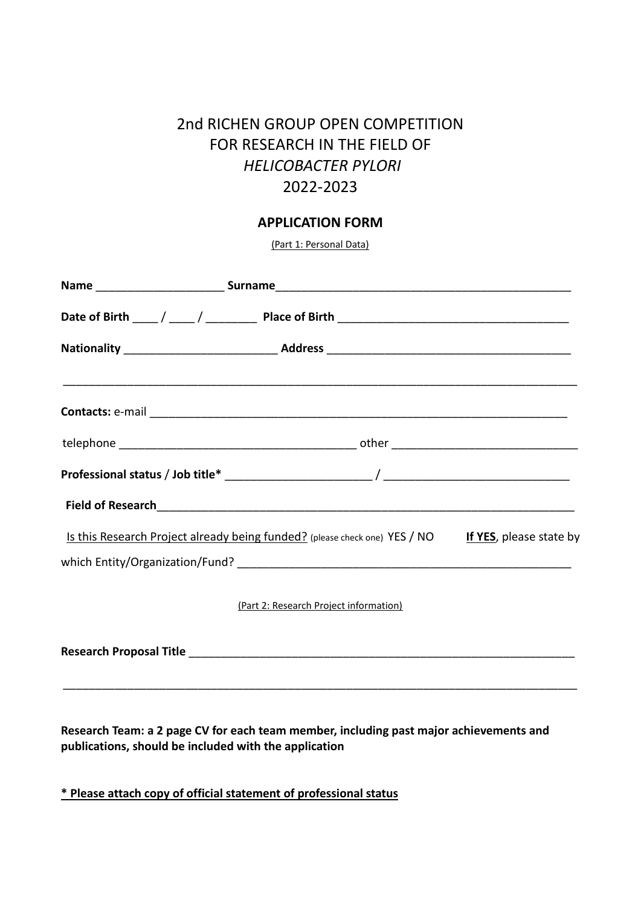# 2nd RICHEN GROUP OPEN COMPETITION FOR RESEARCH IN THE FIELD OF *HELICOBACTER PYLORI* 2022-2023

## APPLICATION FORM

(Part 1: Personal Data)

**Name** ____________________ **Surname**_______________________________________________

**Date of Birth** ____ / ____ / ________ **Place of Birth** ____________________________________

**Nationality** ________________________ **Address** ______________________________________

______________________________________________________________________________

**Contacts:** e-mail ____________________________________________________________________

telephone ____________________________________ other _____________________________

**Professional status** / **Job title*** ______________________ / _____________________________

**Field of Research**____________________________________________________________________

Is this Research Project already being funded? (please check one) YES / NO **If YES**, please state by which Entity/Organization/Fund? ____________________________________________________

(Part 2: Research Project information)

**Research Proposal Title** _______________________________________________________________

______________________________________________________________________________

**Research Team: a 2 page CV for each team member, including past major achievements and publications, should be included with the application**

**\* Please attach copy of official statement of professional status**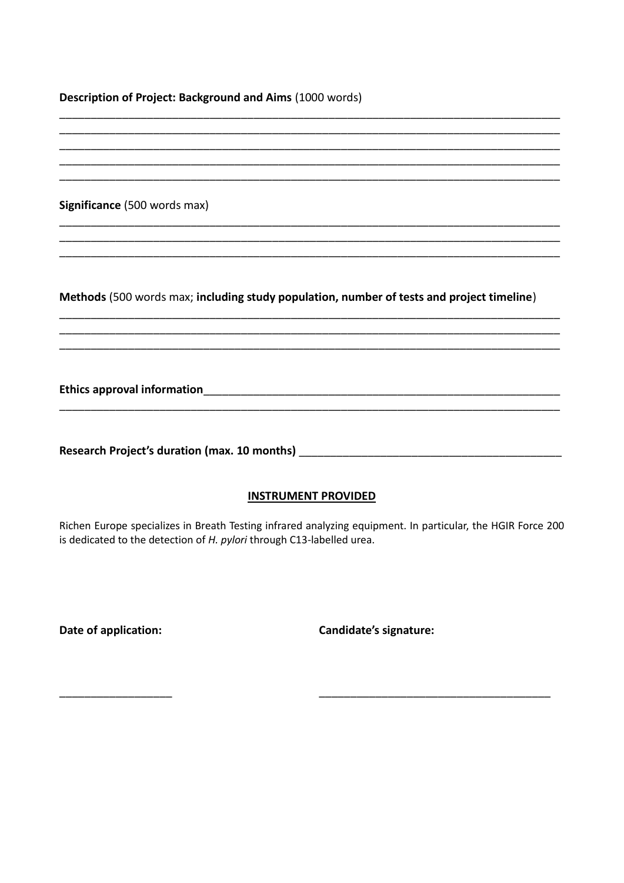**Description of Project: Background and Aims** (1000 words)

______________________________________________________________________________
______________________________________________________________________________
______________________________________________________________________________
______________________________________________________________________________
______________________________________________________________________________

**Significance** (500 words max)

______________________________________________________________________________
______________________________________________________________________________
______________________________________________________________________________

**Methods** (500 words max; **including study population, number of tests and project timeline**)

______________________________________________________________________________
______________________________________________________________________________
______________________________________________________________________________

**Ethics approval information**____________________________________________________
______________________________________________________________________________

**Research Project's duration (max. 10 months)** ______________________________________

**INSTRUMENT PROVIDED**

Richen Europe specializes in Breath Testing infrared analyzing equipment. In particular, the HGIR Force 200 is dedicated to the detection of *H. pylori* through C13-labelled urea.

**Date of application:**

___________________

**Candidate's signature:**

_______________________________________